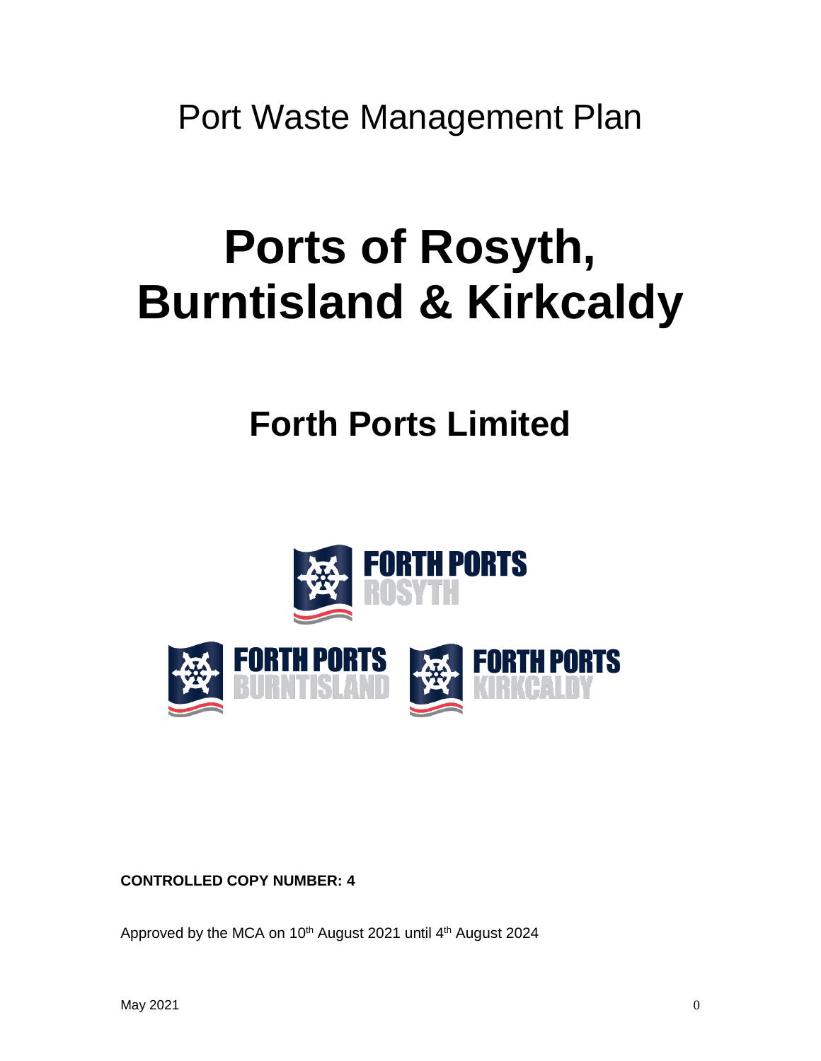Port Waste Management Plan

# Ports of Rosyth, Burntisland & Kirkcaldy

## Forth Ports Limited

FORTH PORTS ROSYTH

FORTH PORTS BURNTISLAND

FORTH PORTS KIRKCALDY

**CONTROLLED COPY NUMBER: 4**

Approved by the MCA on 10th August 2021 until 4th August 2024

May 2021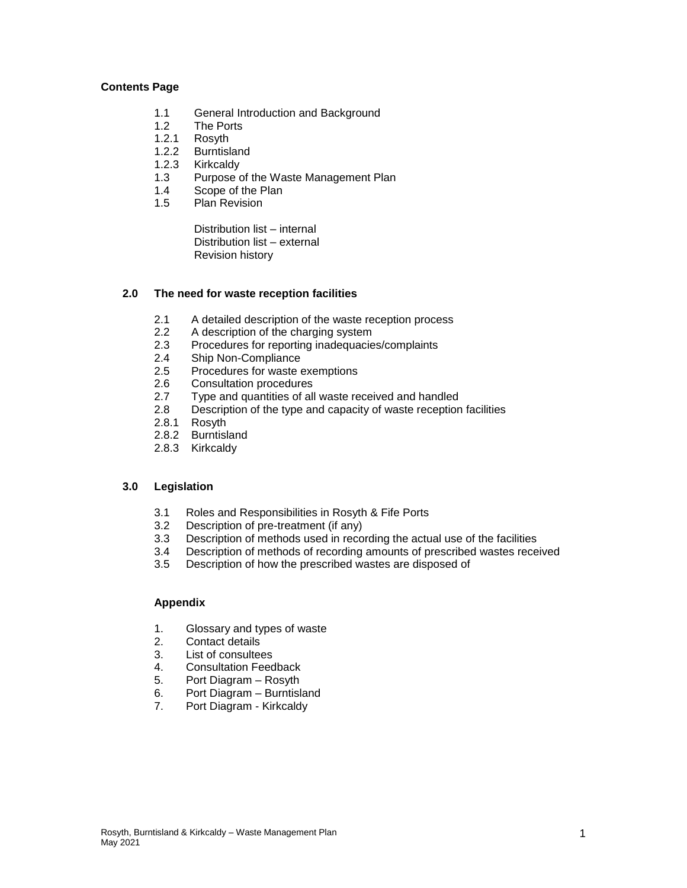**Contents Page**

- 1.1 General Introduction and Background
- 1.2 The Ports
- 1.2.1 Rosyth
- 1.2.2 Burntisland
- 1.2.3 Kirkcaldy
- 1.3 Purpose of the Waste Management Plan
- 1.4 Scope of the Plan
- 1.5 Plan Revision

  Distribution list – internal
  Distribution list – external
  Revision history

**2.0 The need for waste reception facilities**

- 2.1 A detailed description of the waste reception process
- 2.2 A description of the charging system
- 2.3 Procedures for reporting inadequacies/complaints
- 2.4 Ship Non-Compliance
- 2.5 Procedures for waste exemptions
- 2.6 Consultation procedures
- 2.7 Type and quantities of all waste received and handled
- 2.8 Description of the type and capacity of waste reception facilities
- 2.8.1 Rosyth
- 2.8.2 Burntisland
- 2.8.3 Kirkcaldy

**3.0 Legislation**

- 3.1 Roles and Responsibilities in Rosyth & Fife Ports
- 3.2 Description of pre-treatment (if any)
- 3.3 Description of methods used in recording the actual use of the facilities
- 3.4 Description of methods of recording amounts of prescribed wastes received
- 3.5 Description of how the prescribed wastes are disposed of

**Appendix**

1. Glossary and types of waste
2. Contact details
3. List of consultees
4. Consultation Feedback
5. Port Diagram – Rosyth
6. Port Diagram – Burntisland
7. Port Diagram - Kirkcaldy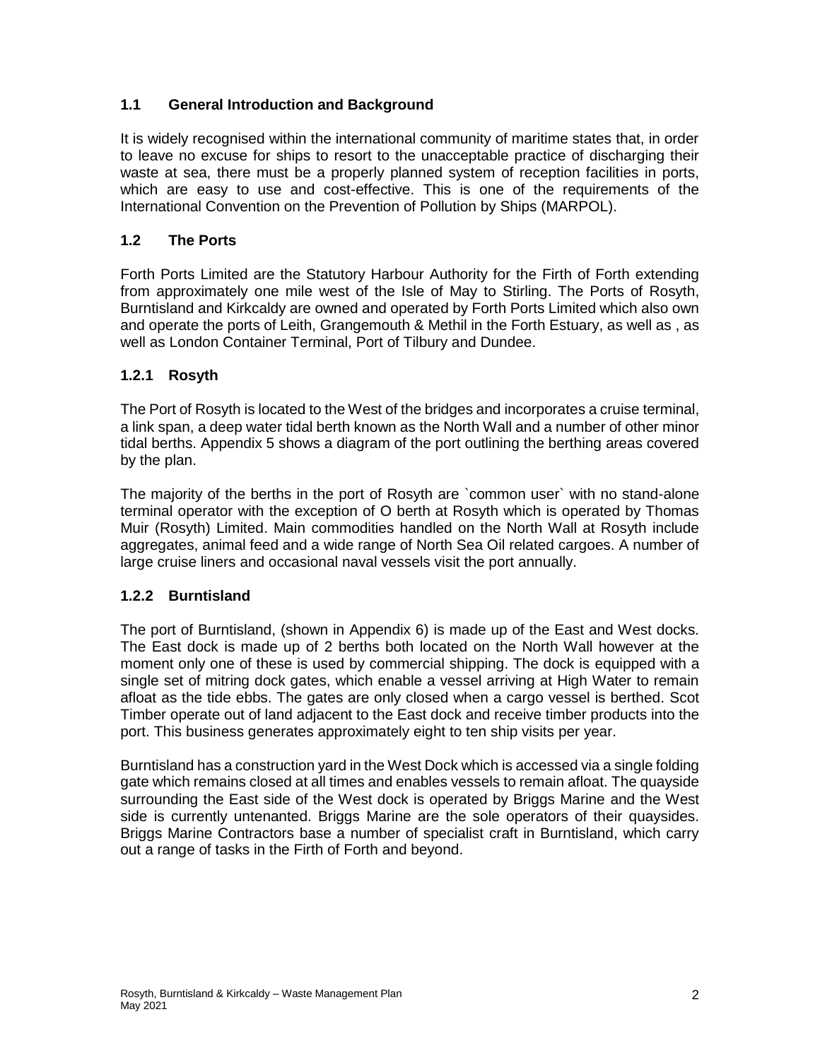## 1.1 General Introduction and Background

It is widely recognised within the international community of maritime states that, in order to leave no excuse for ships to resort to the unacceptable practice of discharging their waste at sea, there must be a properly planned system of reception facilities in ports, which are easy to use and cost-effective. This is one of the requirements of the International Convention on the Prevention of Pollution by Ships (MARPOL).

## 1.2 The Ports

Forth Ports Limited are the Statutory Harbour Authority for the Firth of Forth extending from approximately one mile west of the Isle of May to Stirling. The Ports of Rosyth, Burntisland and Kirkcaldy are owned and operated by Forth Ports Limited which also own and operate the ports of Leith, Grangemouth & Methil in the Forth Estuary, as well as , as well as London Container Terminal, Port of Tilbury and Dundee.

### 1.2.1 Rosyth

The Port of Rosyth is located to the West of the bridges and incorporates a cruise terminal, a link span, a deep water tidal berth known as the North Wall and a number of other minor tidal berths. Appendix 5 shows a diagram of the port outlining the berthing areas covered by the plan.

The majority of the berths in the port of Rosyth are `common user` with no stand-alone terminal operator with the exception of O berth at Rosyth which is operated by Thomas Muir (Rosyth) Limited. Main commodities handled on the North Wall at Rosyth include aggregates, animal feed and a wide range of North Sea Oil related cargoes. A number of large cruise liners and occasional naval vessels visit the port annually.

### 1.2.2 Burntisland

The port of Burntisland, (shown in Appendix 6) is made up of the East and West docks. The East dock is made up of 2 berths both located on the North Wall however at the moment only one of these is used by commercial shipping. The dock is equipped with a single set of mitring dock gates, which enable a vessel arriving at High Water to remain afloat as the tide ebbs. The gates are only closed when a cargo vessel is berthed. Scot Timber operate out of land adjacent to the East dock and receive timber products into the port. This business generates approximately eight to ten ship visits per year.

Burntisland has a construction yard in the West Dock which is accessed via a single folding gate which remains closed at all times and enables vessels to remain afloat. The quayside surrounding the East side of the West dock is operated by Briggs Marine and the West side is currently untenanted. Briggs Marine are the sole operators of their quaysides. Briggs Marine Contractors base a number of specialist craft in Burntisland, which carry out a range of tasks in the Firth of Forth and beyond.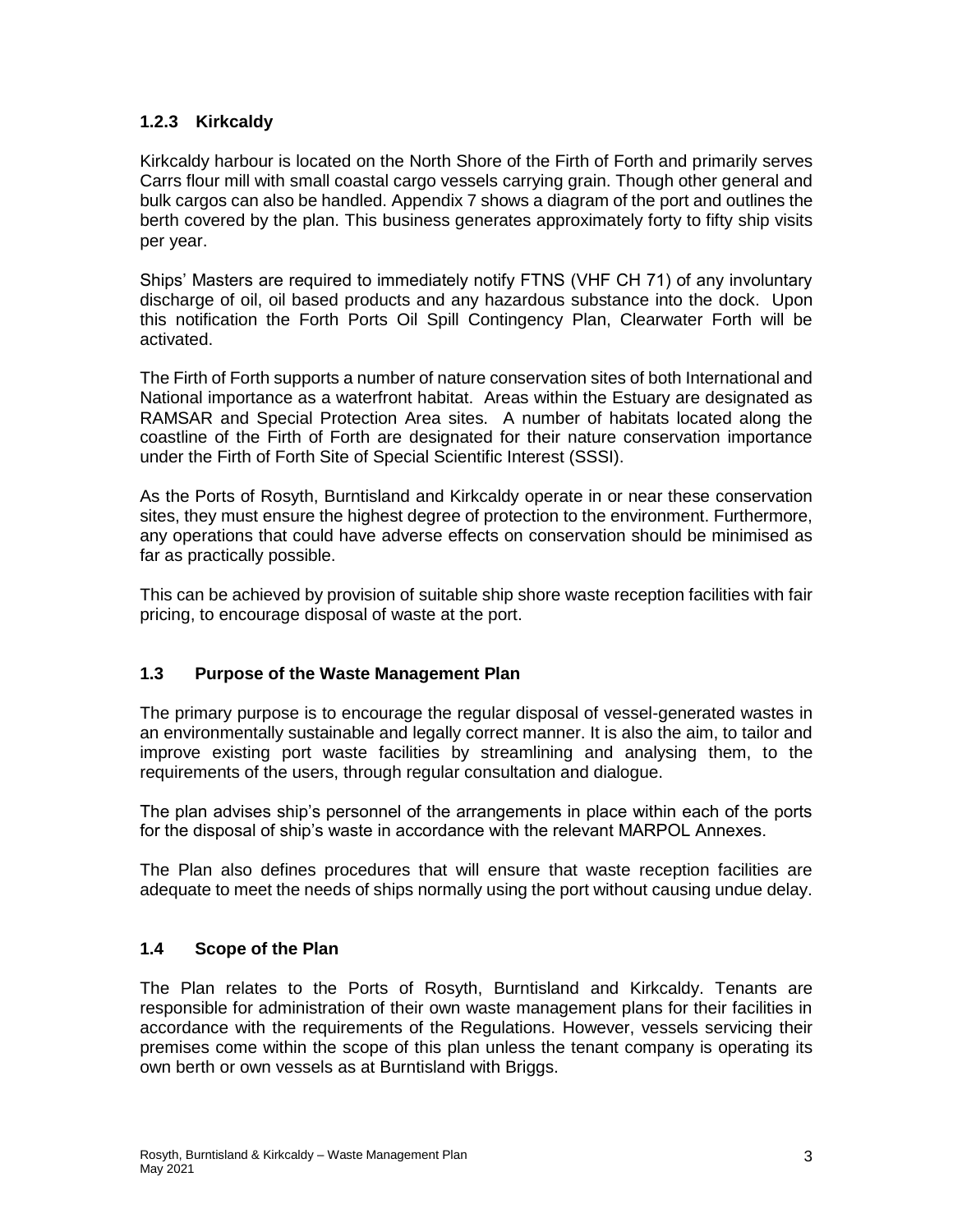### 1.2.3 Kirkcaldy

Kirkcaldy harbour is located on the North Shore of the Firth of Forth and primarily serves Carrs flour mill with small coastal cargo vessels carrying grain. Though other general and bulk cargos can also be handled. Appendix 7 shows a diagram of the port and outlines the berth covered by the plan. This business generates approximately forty to fifty ship visits per year.

Ships' Masters are required to immediately notify FTNS (VHF CH 71) of any involuntary discharge of oil, oil based products and any hazardous substance into the dock. Upon this notification the Forth Ports Oil Spill Contingency Plan, Clearwater Forth will be activated.

The Firth of Forth supports a number of nature conservation sites of both International and National importance as a waterfront habitat. Areas within the Estuary are designated as RAMSAR and Special Protection Area sites. A number of habitats located along the coastline of the Firth of Forth are designated for their nature conservation importance under the Firth of Forth Site of Special Scientific Interest (SSSI).

As the Ports of Rosyth, Burntisland and Kirkcaldy operate in or near these conservation sites, they must ensure the highest degree of protection to the environment. Furthermore, any operations that could have adverse effects on conservation should be minimised as far as practically possible.

This can be achieved by provision of suitable ship shore waste reception facilities with fair pricing, to encourage disposal of waste at the port.

## 1.3 Purpose of the Waste Management Plan

The primary purpose is to encourage the regular disposal of vessel-generated wastes in an environmentally sustainable and legally correct manner. It is also the aim, to tailor and improve existing port waste facilities by streamlining and analysing them, to the requirements of the users, through regular consultation and dialogue.

The plan advises ship's personnel of the arrangements in place within each of the ports for the disposal of ship's waste in accordance with the relevant MARPOL Annexes.

The Plan also defines procedures that will ensure that waste reception facilities are adequate to meet the needs of ships normally using the port without causing undue delay.

## 1.4 Scope of the Plan

The Plan relates to the Ports of Rosyth, Burntisland and Kirkcaldy. Tenants are responsible for administration of their own waste management plans for their facilities in accordance with the requirements of the Regulations. However, vessels servicing their premises come within the scope of this plan unless the tenant company is operating its own berth or own vessels as at Burntisland with Briggs.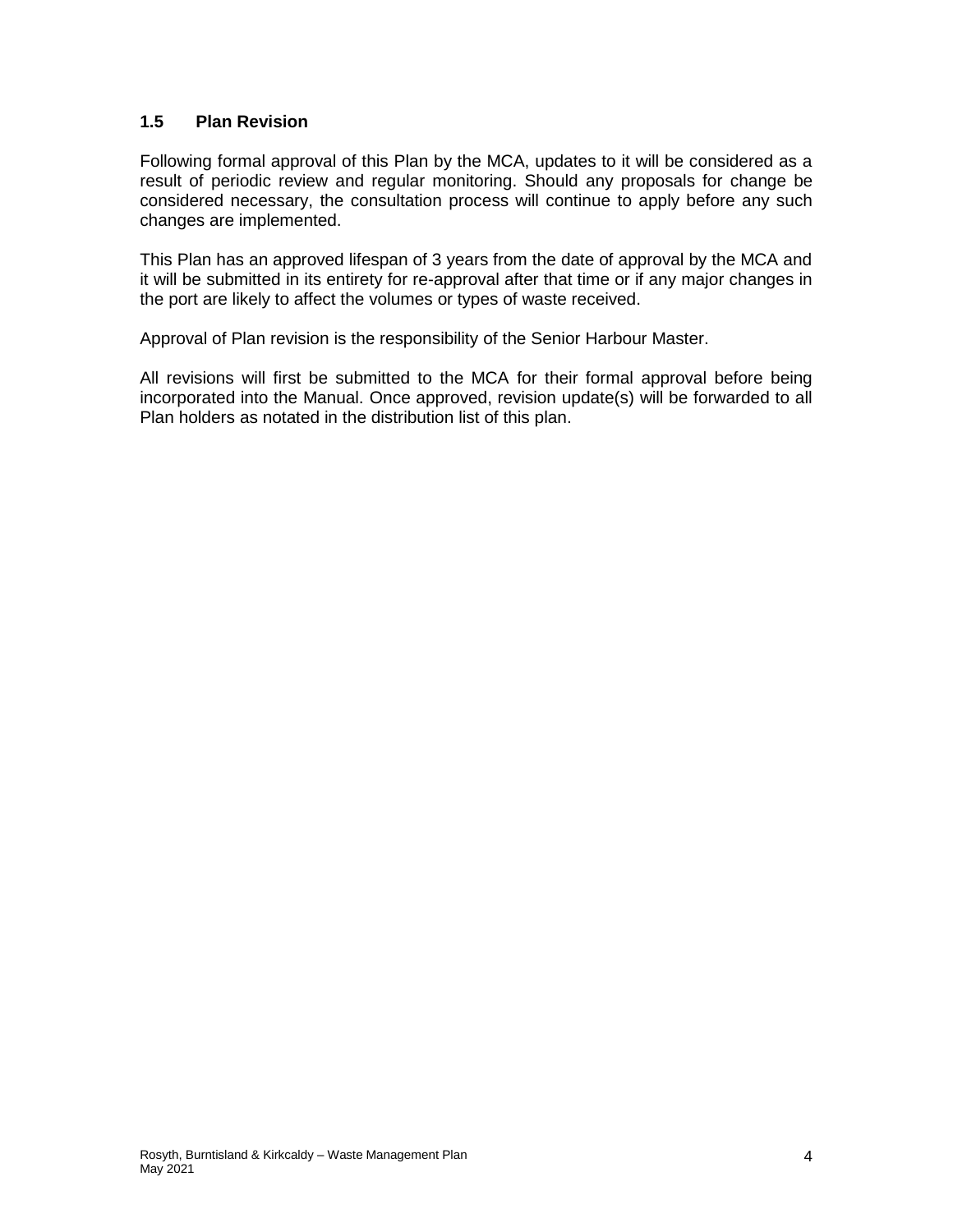### 1.5 Plan Revision

Following formal approval of this Plan by the MCA, updates to it will be considered as a result of periodic review and regular monitoring. Should any proposals for change be considered necessary, the consultation process will continue to apply before any such changes are implemented.

This Plan has an approved lifespan of 3 years from the date of approval by the MCA and it will be submitted in its entirety for re-approval after that time or if any major changes in the port are likely to affect the volumes or types of waste received.

Approval of Plan revision is the responsibility of the Senior Harbour Master.

All revisions will first be submitted to the MCA for their formal approval before being incorporated into the Manual. Once approved, revision update(s) will be forwarded to all Plan holders as notated in the distribution list of this plan.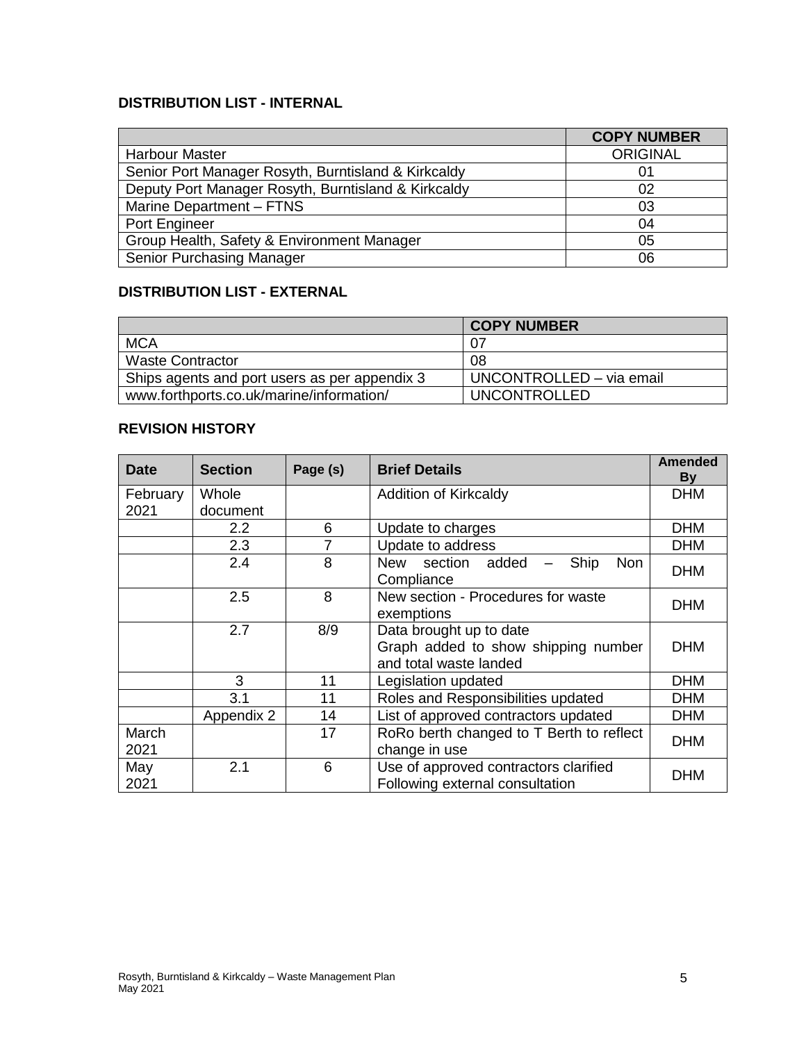**DISTRIBUTION LIST - INTERNAL**

| | COPY NUMBER |
|---|---|
| Harbour Master | ORIGINAL |
| Senior Port Manager Rosyth, Burntisland & Kirkcaldy | 01 |
| Deputy Port Manager Rosyth, Burntisland & Kirkcaldy | 02 |
| Marine Department – FTNS | 03 |
| Port Engineer | 04 |
| Group Health, Safety & Environment Manager | 05 |
| Senior Purchasing Manager | 06 |

**DISTRIBUTION LIST - EXTERNAL**

| | COPY NUMBER |
|---|---|
| MCA | 07 |
| Waste Contractor | 08 |
| Ships agents and port users as per appendix 3 | UNCONTROLLED – via email |
| www.forthports.co.uk/marine/information/ | UNCONTROLLED |

**REVISION HISTORY**

| Date | Section | Page (s) | Brief Details | Amended By |
|---|---|---|---|---|
| February 2021 | Whole document | | Addition of Kirkcaldy | DHM |
| | 2.2 | 6 | Update to charges | DHM |
| | 2.3 | 7 | Update to address | DHM |
| | 2.4 | 8 | New section added – Ship Non Compliance | DHM |
| | 2.5 | 8 | New section - Procedures for waste exemptions | DHM |
| | 2.7 | 8/9 | Data brought up to date<br>Graph added to show shipping number and total waste landed | DHM |
| | 3 | 11 | Legislation updated | DHM |
| | 3.1 | 11 | Roles and Responsibilities updated | DHM |
| | Appendix 2 | 14 | List of approved contractors updated | DHM |
| March 2021 | | 17 | RoRo berth changed to T Berth to reflect change in use | DHM |
| May 2021 | 2.1 | 6 | Use of approved contractors clarified Following external consultation | DHM |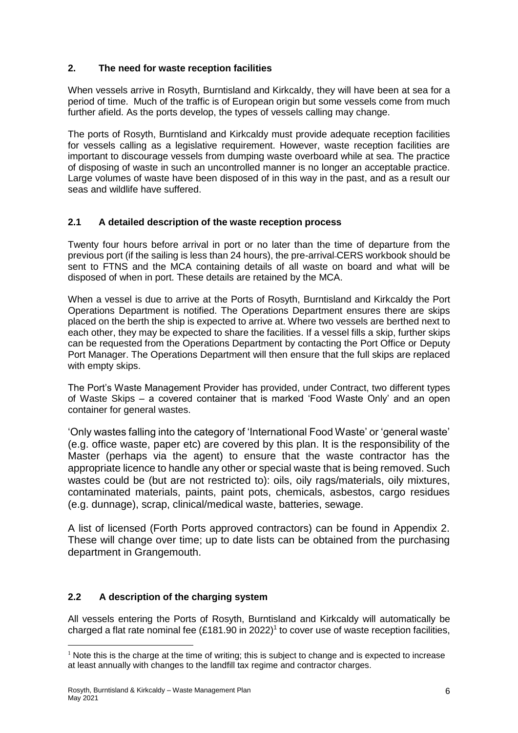## 2. The need for waste reception facilities

When vessels arrive in Rosyth, Burntisland and Kirkcaldy, they will have been at sea for a period of time. Much of the traffic is of European origin but some vessels come from much further afield. As the ports develop, the types of vessels calling may change.

The ports of Rosyth, Burntisland and Kirkcaldy must provide adequate reception facilities for vessels calling as a legislative requirement. However, waste reception facilities are important to discourage vessels from dumping waste overboard while at sea. The practice of disposing of waste in such an uncontrolled manner is no longer an acceptable practice. Large volumes of waste have been disposed of in this way in the past, and as a result our seas and wildlife have suffered.

### 2.1 A detailed description of the waste reception process

Twenty four hours before arrival in port or no later than the time of departure from the previous port (if the sailing is less than 24 hours), the pre-arrival CERS workbook should be sent to FTNS and the MCA containing details of all waste on board and what will be disposed of when in port. These details are retained by the MCA.

When a vessel is due to arrive at the Ports of Rosyth, Burntisland and Kirkcaldy the Port Operations Department is notified. The Operations Department ensures there are skips placed on the berth the ship is expected to arrive at. Where two vessels are berthed next to each other, they may be expected to share the facilities. If a vessel fills a skip, further skips can be requested from the Operations Department by contacting the Port Office or Deputy Port Manager. The Operations Department will then ensure that the full skips are replaced with empty skips.

The Port's Waste Management Provider has provided, under Contract, two different types of Waste Skips – a covered container that is marked 'Food Waste Only' and an open container for general wastes.

'Only wastes falling into the category of 'International Food Waste' or 'general waste' (e.g. office waste, paper etc) are covered by this plan. It is the responsibility of the Master (perhaps via the agent) to ensure that the waste contractor has the appropriate licence to handle any other or special waste that is being removed. Such wastes could be (but are not restricted to): oils, oily rags/materials, oily mixtures, contaminated materials, paints, paint pots, chemicals, asbestos, cargo residues (e.g. dunnage), scrap, clinical/medical waste, batteries, sewage.

A list of licensed (Forth Ports approved contractors) can be found in Appendix 2. These will change over time; up to date lists can be obtained from the purchasing department in Grangemouth.

### 2.2 A description of the charging system

All vessels entering the Ports of Rosyth, Burntisland and Kirkcaldy will automatically be charged a flat rate nominal fee (£181.90 in 2022)[1] to cover use of waste reception facilities,

[1] Note this is the charge at the time of writing; this is subject to change and is expected to increase at least annually with changes to the landfill tax regime and contractor charges.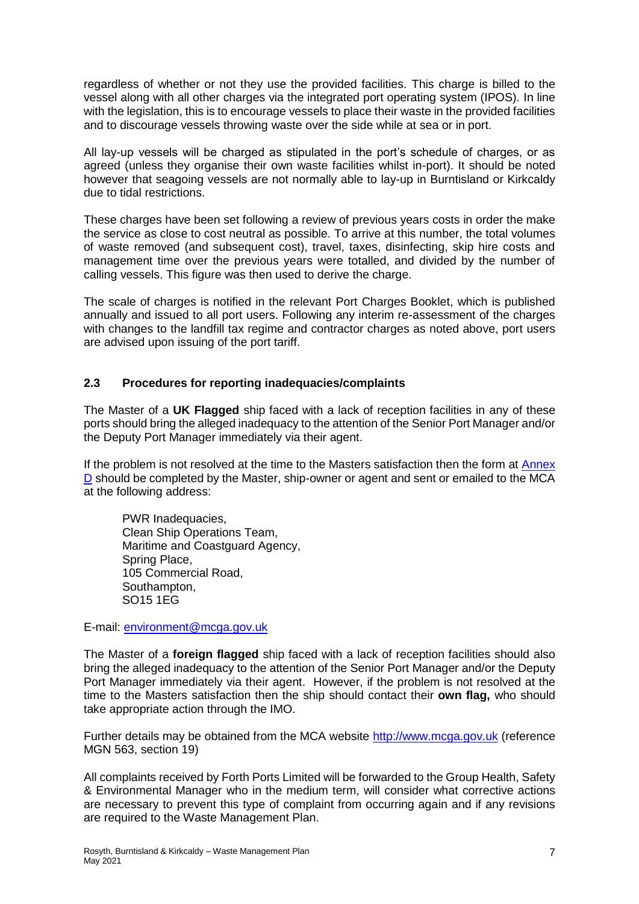regardless of whether or not they use the provided facilities. This charge is billed to the vessel along with all other charges via the integrated port operating system (IPOS). In line with the legislation, this is to encourage vessels to place their waste in the provided facilities and to discourage vessels throwing waste over the side while at sea or in port.

All lay-up vessels will be charged as stipulated in the port's schedule of charges, or as agreed (unless they organise their own waste facilities whilst in-port). It should be noted however that seagoing vessels are not normally able to lay-up in Burntisland or Kirkcaldy due to tidal restrictions.

These charges have been set following a review of previous years costs in order the make the service as close to cost neutral as possible. To arrive at this number, the total volumes of waste removed (and subsequent cost), travel, taxes, disinfecting, skip hire costs and management time over the previous years were totalled, and divided by the number of calling vessels. This figure was then used to derive the charge.

The scale of charges is notified in the relevant Port Charges Booklet, which is published annually and issued to all port users. Following any interim re-assessment of the charges with changes to the landfill tax regime and contractor charges as noted above, port users are advised upon issuing of the port tariff.

### 2.3 Procedures for reporting inadequacies/complaints

The Master of a **UK Flagged** ship faced with a lack of reception facilities in any of these ports should bring the alleged inadequacy to the attention of the Senior Port Manager and/or the Deputy Port Manager immediately via their agent.

If the problem is not resolved at the time to the Masters satisfaction then the form at Annex D should be completed by the Master, ship-owner or agent and sent or emailed to the MCA at the following address:

PWR Inadequacies,  
Clean Ship Operations Team,  
Maritime and Coastguard Agency,  
Spring Place,  
105 Commercial Road,  
Southampton,  
SO15 1EG

E-mail: environment@mcga.gov.uk

The Master of a **foreign flagged** ship faced with a lack of reception facilities should also bring the alleged inadequacy to the attention of the Senior Port Manager and/or the Deputy Port Manager immediately via their agent. However, if the problem is not resolved at the time to the Masters satisfaction then the ship should contact their **own flag,** who should take appropriate action through the IMO.

Further details may be obtained from the MCA website http://www.mcga.gov.uk (reference MGN 563, section 19)

All complaints received by Forth Ports Limited will be forwarded to the Group Health, Safety & Environmental Manager who in the medium term, will consider what corrective actions are necessary to prevent this type of complaint from occurring again and if any revisions are required to the Waste Management Plan.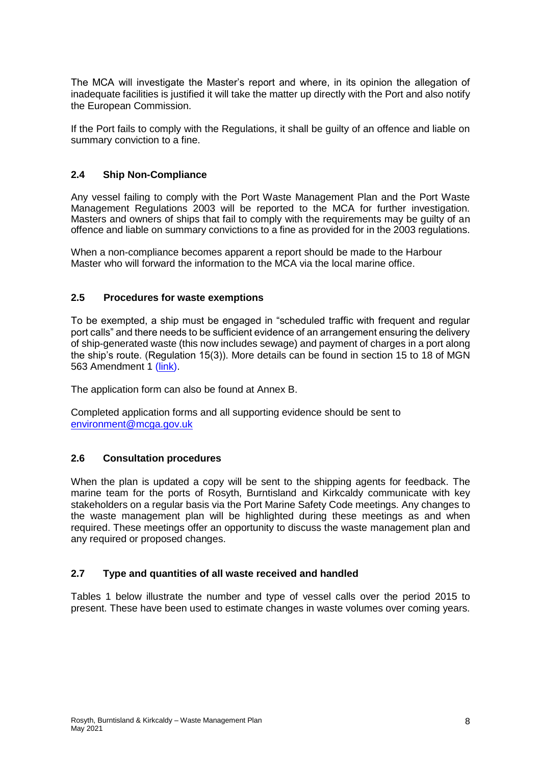The MCA will investigate the Master's report and where, in its opinion the allegation of inadequate facilities is justified it will take the matter up directly with the Port and also notify the European Commission.

If the Port fails to comply with the Regulations, it shall be guilty of an offence and liable on summary conviction to a fine.

### 2.4 Ship Non-Compliance

Any vessel failing to comply with the Port Waste Management Plan and the Port Waste Management Regulations 2003 will be reported to the MCA for further investigation. Masters and owners of ships that fail to comply with the requirements may be guilty of an offence and liable on summary convictions to a fine as provided for in the 2003 regulations.

When a non-compliance becomes apparent a report should be made to the Harbour Master who will forward the information to the MCA via the local marine office.

### 2.5 Procedures for waste exemptions

To be exempted, a ship must be engaged in "scheduled traffic with frequent and regular port calls" and there needs to be sufficient evidence of an arrangement ensuring the delivery of ship-generated waste (this now includes sewage) and payment of charges in a port along the ship's route. (Regulation 15(3)). More details can be found in section 15 to 18 of MGN 563 Amendment 1 (link).

The application form can also be found at Annex B.

Completed application forms and all supporting evidence should be sent to environment@mcga.gov.uk

### 2.6 Consultation procedures

When the plan is updated a copy will be sent to the shipping agents for feedback. The marine team for the ports of Rosyth, Burntisland and Kirkcaldy communicate with key stakeholders on a regular basis via the Port Marine Safety Code meetings. Any changes to the waste management plan will be highlighted during these meetings as and when required. These meetings offer an opportunity to discuss the waste management plan and any required or proposed changes.

### 2.7 Type and quantities of all waste received and handled

Tables 1 below illustrate the number and type of vessel calls over the period 2015 to present. These have been used to estimate changes in waste volumes over coming years.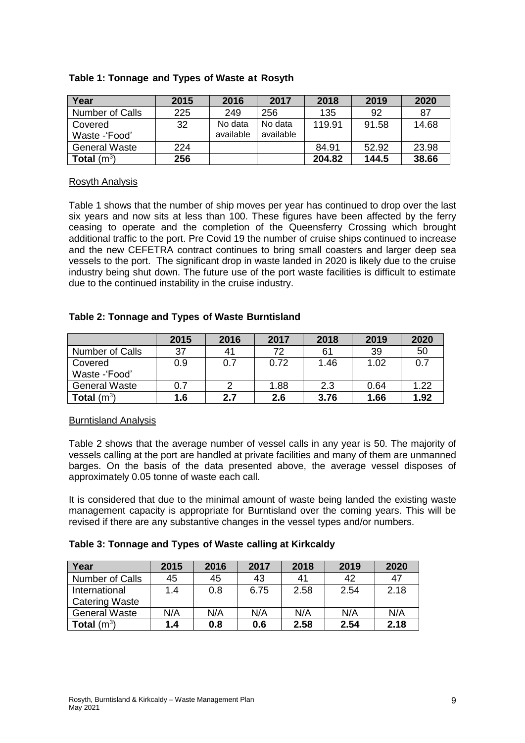**Table 1: Tonnage and Types of Waste at Rosyth**

| Year | 2015 | 2016 | 2017 | 2018 | 2019 | 2020 |
|---|---|---|---|---|---|---|
| Number of Calls | 225 | 249 | 256 | 135 | 92 | 87 |
| Covered Waste -'Food' | 32 | No data available | No data available | 119.91 | 91.58 | 14.68 |
| General Waste | 224 | | | 84.91 | 52.92 | 23.98 |
| **Total** ($m^3$) | **256** | | | **204.82** | **144.5** | **38.66** |

Rosyth Analysis

Table 1 shows that the number of ship moves per year has continued to drop over the last six years and now sits at less than 100. These figures have been affected by the ferry ceasing to operate and the completion of the Queensferry Crossing which brought additional traffic to the port. Pre Covid 19 the number of cruise ships continued to increase and the new CEFETRA contract continues to bring small coasters and larger deep sea vessels to the port. The significant drop in waste landed in 2020 is likely due to the cruise industry being shut down. The future use of the port waste facilities is difficult to estimate due to the continued instability in the cruise industry.

**Table 2: Tonnage and Types of Waste Burntisland**

| | 2015 | 2016 | 2017 | 2018 | 2019 | 2020 |
|---|---|---|---|---|---|---|
| Number of Calls | 37 | 41 | 72 | 61 | 39 | 50 |
| Covered Waste -'Food' | 0.9 | 0.7 | 0.72 | 1.46 | 1.02 | 0.7 |
| General Waste | 0.7 | 2 | 1.88 | 2.3 | 0.64 | 1.22 |
| **Total** ($m^3$) | **1.6** | **2.7** | **2.6** | **3.76** | **1.66** | **1.92** |

Burntisland Analysis

Table 2 shows that the average number of vessel calls in any year is 50. The majority of vessels calling at the port are handled at private facilities and many of them are unmanned barges. On the basis of the data presented above, the average vessel disposes of approximately 0.05 tonne of waste each call.

It is considered that due to the minimal amount of waste being landed the existing waste management capacity is appropriate for Burntisland over the coming years. This will be revised if there are any substantive changes in the vessel types and/or numbers.

**Table 3: Tonnage and Types of Waste calling at Kirkcaldy**

| Year | 2015 | 2016 | 2017 | 2018 | 2019 | 2020 |
|---|---|---|---|---|---|---|
| Number of Calls | 45 | 45 | 43 | 41 | 42 | 47 |
| International Catering Waste | 1.4 | 0.8 | 6.75 | 2.58 | 2.54 | 2.18 |
| General Waste | N/A | N/A | N/A | N/A | N/A | N/A |
| **Total** ($m^3$) | **1.4** | **0.8** | **0.6** | **2.58** | **2.54** | **2.18** |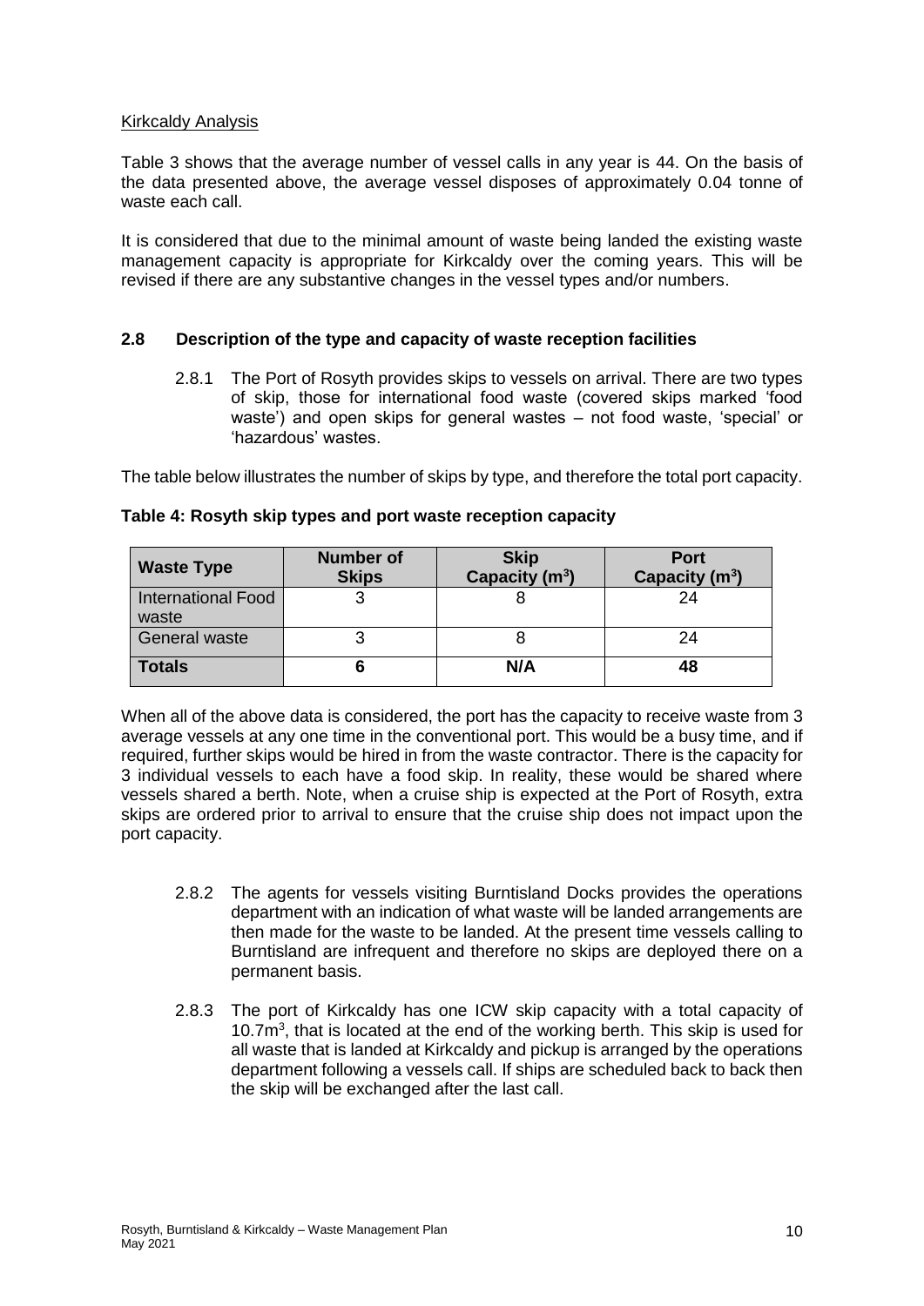Kirkcaldy Analysis

Table 3 shows that the average number of vessel calls in any year is 44. On the basis of the data presented above, the average vessel disposes of approximately 0.04 tonne of waste each call.

It is considered that due to the minimal amount of waste being landed the existing waste management capacity is appropriate for Kirkcaldy over the coming years. This will be revised if there are any substantive changes in the vessel types and/or numbers.

## 2.8 Description of the type and capacity of waste reception facilities

2.8.1 The Port of Rosyth provides skips to vessels on arrival. There are two types of skip, those for international food waste (covered skips marked 'food waste') and open skips for general wastes – not food waste, 'special' or 'hazardous' wastes.

The table below illustrates the number of skips by type, and therefore the total port capacity.

**Table 4: Rosyth skip types and port waste reception capacity**

| Waste Type | Number of Skips | Skip Capacity ($m^3$) | Port Capacity ($m^3$) |
|---|---|---|---|
| International Food waste | 3 | 8 | 24 |
| General waste | 3 | 8 | 24 |
| **Totals** | **6** | **N/A** | **48** |

When all of the above data is considered, the port has the capacity to receive waste from 3 average vessels at any one time in the conventional port. This would be a busy time, and if required, further skips would be hired in from the waste contractor. There is the capacity for 3 individual vessels to each have a food skip. In reality, these would be shared where vessels shared a berth. Note, when a cruise ship is expected at the Port of Rosyth, extra skips are ordered prior to arrival to ensure that the cruise ship does not impact upon the port capacity.

2.8.2 The agents for vessels visiting Burntisland Docks provides the operations department with an indication of what waste will be landed arrangements are then made for the waste to be landed. At the present time vessels calling to Burntisland are infrequent and therefore no skips are deployed there on a permanent basis.

2.8.3 The port of Kirkcaldy has one ICW skip capacity with a total capacity of $10.7m^3$, that is located at the end of the working berth. This skip is used for all waste that is landed at Kirkcaldy and pickup is arranged by the operations department following a vessels call. If ships are scheduled back to back then the skip will be exchanged after the last call.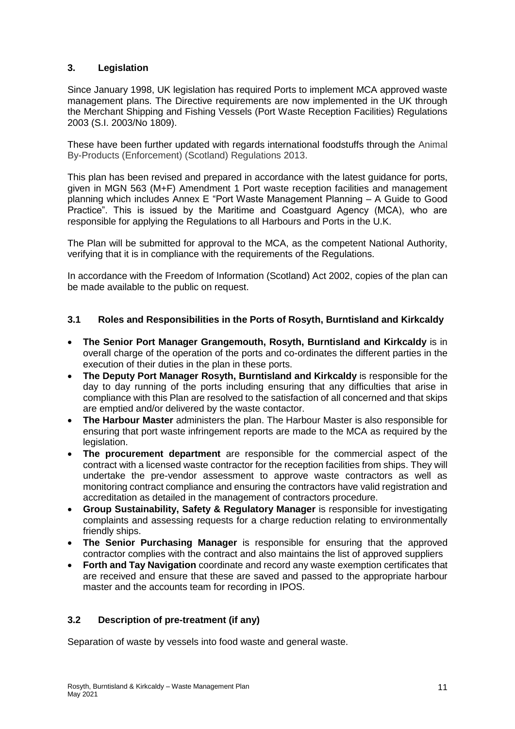## 3. Legislation

Since January 1998, UK legislation has required Ports to implement MCA approved waste management plans. The Directive requirements are now implemented in the UK through the Merchant Shipping and Fishing Vessels (Port Waste Reception Facilities) Regulations 2003 (S.I. 2003/No 1809).

These have been further updated with regards international foodstuffs through the Animal By-Products (Enforcement) (Scotland) Regulations 2013.

This plan has been revised and prepared in accordance with the latest guidance for ports, given in MGN 563 (M+F) Amendment 1 Port waste reception facilities and management planning which includes Annex E "Port Waste Management Planning – A Guide to Good Practice". This is issued by the Maritime and Coastguard Agency (MCA), who are responsible for applying the Regulations to all Harbours and Ports in the U.K.

The Plan will be submitted for approval to the MCA, as the competent National Authority, verifying that it is in compliance with the requirements of the Regulations.

In accordance with the Freedom of Information (Scotland) Act 2002, copies of the plan can be made available to the public on request.

### 3.1 Roles and Responsibilities in the Ports of Rosyth, Burntisland and Kirkcaldy

- **The Senior Port Manager Grangemouth, Rosyth, Burntisland and Kirkcaldy** is in overall charge of the operation of the ports and co-ordinates the different parties in the execution of their duties in the plan in these ports.
- **The Deputy Port Manager Rosyth, Burntisland and Kirkcaldy** is responsible for the day to day running of the ports including ensuring that any difficulties that arise in compliance with this Plan are resolved to the satisfaction of all concerned and that skips are emptied and/or delivered by the waste contactor.
- **The Harbour Master** administers the plan. The Harbour Master is also responsible for ensuring that port waste infringement reports are made to the MCA as required by the legislation.
- **The procurement department** are responsible for the commercial aspect of the contract with a licensed waste contractor for the reception facilities from ships. They will undertake the pre-vendor assessment to approve waste contractors as well as monitoring contract compliance and ensuring the contractors have valid registration and accreditation as detailed in the management of contractors procedure.
- **Group Sustainability, Safety & Regulatory Manager** is responsible for investigating complaints and assessing requests for a charge reduction relating to environmentally friendly ships.
- **The Senior Purchasing Manager** is responsible for ensuring that the approved contractor complies with the contract and also maintains the list of approved suppliers
- **Forth and Tay Navigation** coordinate and record any waste exemption certificates that are received and ensure that these are saved and passed to the appropriate harbour master and the accounts team for recording in IPOS.

### 3.2 Description of pre-treatment (if any)

Separation of waste by vessels into food waste and general waste.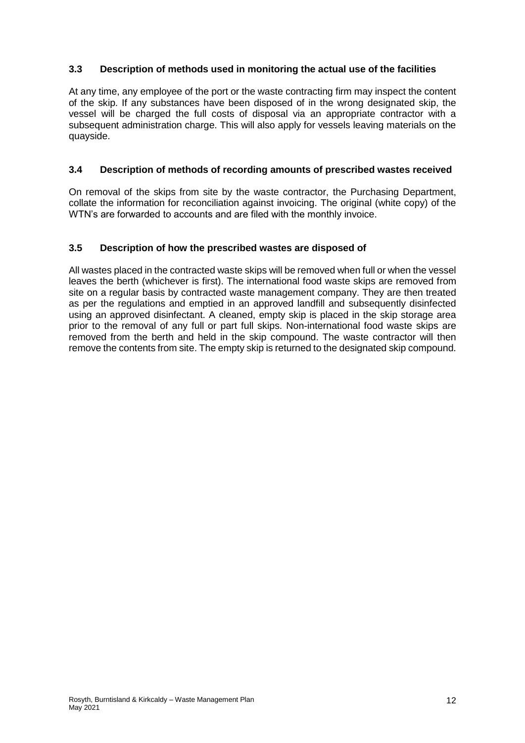### 3.3 Description of methods used in monitoring the actual use of the facilities

At any time, any employee of the port or the waste contracting firm may inspect the content of the skip. If any substances have been disposed of in the wrong designated skip, the vessel will be charged the full costs of disposal via an appropriate contractor with a subsequent administration charge. This will also apply for vessels leaving materials on the quayside.

### 3.4 Description of methods of recording amounts of prescribed wastes received

On removal of the skips from site by the waste contractor, the Purchasing Department, collate the information for reconciliation against invoicing. The original (white copy) of the WTN's are forwarded to accounts and are filed with the monthly invoice.

### 3.5 Description of how the prescribed wastes are disposed of

All wastes placed in the contracted waste skips will be removed when full or when the vessel leaves the berth (whichever is first). The international food waste skips are removed from site on a regular basis by contracted waste management company. They are then treated as per the regulations and emptied in an approved landfill and subsequently disinfected using an approved disinfectant. A cleaned, empty skip is placed in the skip storage area prior to the removal of any full or part full skips. Non-international food waste skips are removed from the berth and held in the skip compound. The waste contractor will then remove the contents from site. The empty skip is returned to the designated skip compound.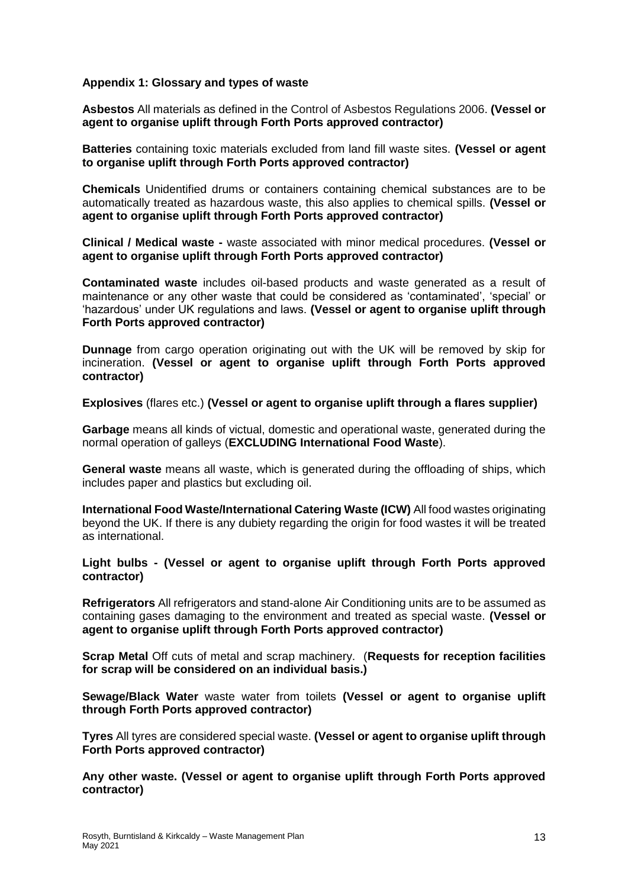## Appendix 1: Glossary and types of waste

**Asbestos** All materials as defined in the Control of Asbestos Regulations 2006. **(Vessel or agent to organise uplift through Forth Ports approved contractor)**

**Batteries** containing toxic materials excluded from land fill waste sites. **(Vessel or agent to organise uplift through Forth Ports approved contractor)**

**Chemicals** Unidentified drums or containers containing chemical substances are to be automatically treated as hazardous waste, this also applies to chemical spills. **(Vessel or agent to organise uplift through Forth Ports approved contractor)**

**Clinical / Medical waste -** waste associated with minor medical procedures. **(Vessel or agent to organise uplift through Forth Ports approved contractor)**

**Contaminated waste** includes oil-based products and waste generated as a result of maintenance or any other waste that could be considered as 'contaminated', 'special' or 'hazardous' under UK regulations and laws. **(Vessel or agent to organise uplift through Forth Ports approved contractor)**

**Dunnage** from cargo operation originating out with the UK will be removed by skip for incineration. **(Vessel or agent to organise uplift through Forth Ports approved contractor)**

**Explosives** (flares etc.) **(Vessel or agent to organise uplift through a flares supplier)**

**Garbage** means all kinds of victual, domestic and operational waste, generated during the normal operation of galleys (**EXCLUDING International Food Waste**).

**General waste** means all waste, which is generated during the offloading of ships, which includes paper and plastics but excluding oil.

**International Food Waste/International Catering Waste (ICW)** All food wastes originating beyond the UK. If there is any dubiety regarding the origin for food wastes it will be treated as international.

**Light bulbs - (Vessel or agent to organise uplift through Forth Ports approved contractor)**

**Refrigerators** All refrigerators and stand-alone Air Conditioning units are to be assumed as containing gases damaging to the environment and treated as special waste. **(Vessel or agent to organise uplift through Forth Ports approved contractor)**

**Scrap Metal** Off cuts of metal and scrap machinery. (**Requests for reception facilities for scrap will be considered on an individual basis.)**

**Sewage/Black Water** waste water from toilets **(Vessel or agent to organise uplift through Forth Ports approved contractor)**

**Tyres** All tyres are considered special waste. **(Vessel or agent to organise uplift through Forth Ports approved contractor)**

**Any other waste. (Vessel or agent to organise uplift through Forth Ports approved contractor)**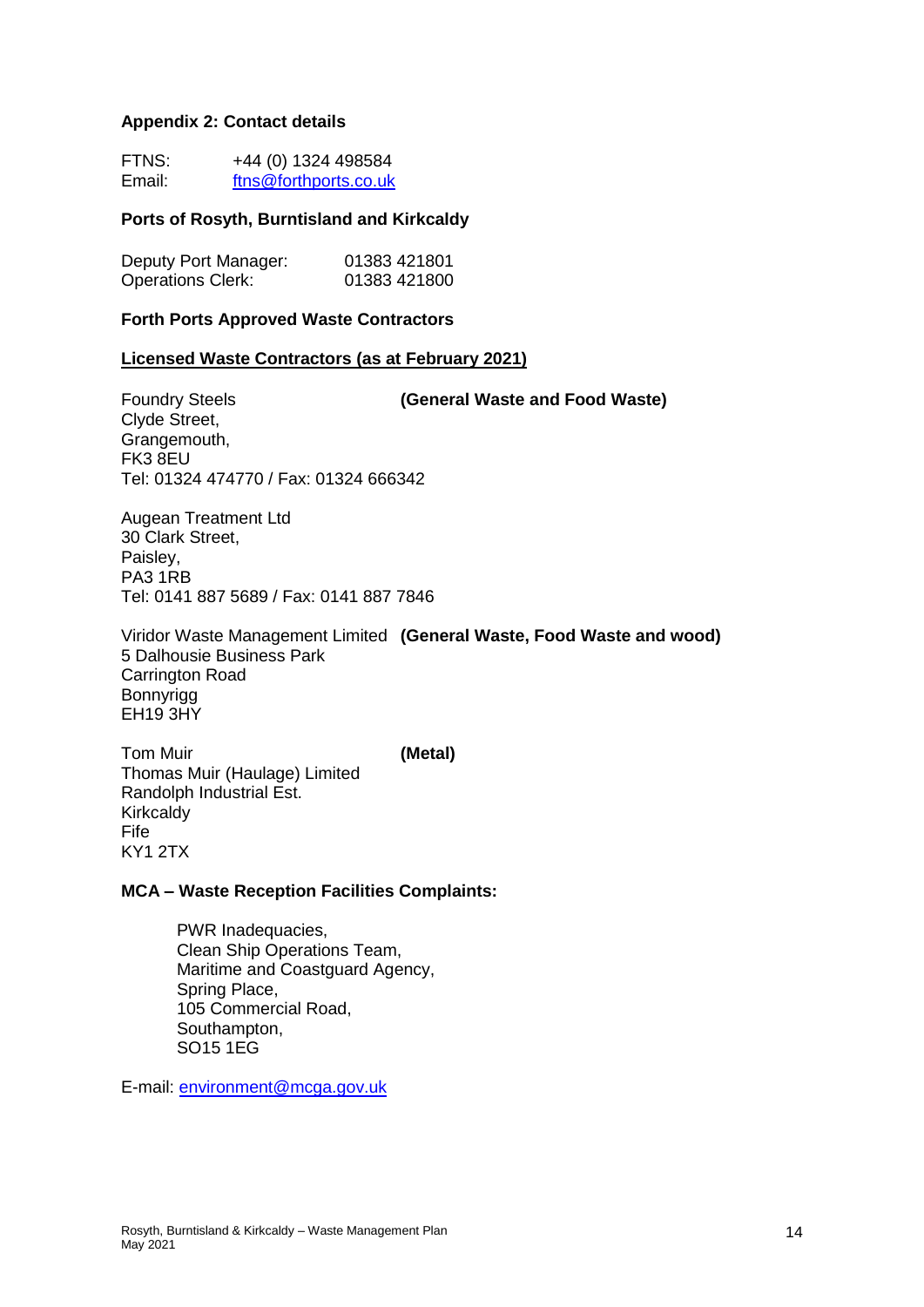## Appendix 2: Contact details

FTNS: +44 (0) 1324 498584
Email: ftns@forthports.co.uk

### Ports of Rosyth, Burntisland and Kirkcaldy

Deputy Port Manager: 01383 421801
Operations Clerk: 01383 421800

### Forth Ports Approved Waste Contractors

**Licensed Waste Contractors (as at February 2021)**

Foundry Steels **(General Waste and Food Waste)**
Clyde Street,
Grangemouth,
FK3 8EU
Tel: 01324 474770 / Fax: 01324 666342

Augean Treatment Ltd
30 Clark Street,
Paisley,
PA3 1RB
Tel: 0141 887 5689 / Fax: 0141 887 7846

Viridor Waste Management Limited **(General Waste, Food Waste and wood)**
5 Dalhousie Business Park
Carrington Road
Bonnyrigg
EH19 3HY

Tom Muir **(Metal)**
Thomas Muir (Haulage) Limited
Randolph Industrial Est.
Kirkcaldy
Fife
KY1 2TX

### MCA – Waste Reception Facilities Complaints:

PWR Inadequacies,
Clean Ship Operations Team,
Maritime and Coastguard Agency,
Spring Place,
105 Commercial Road,
Southampton,
SO15 1EG

E-mail: environment@mcga.gov.uk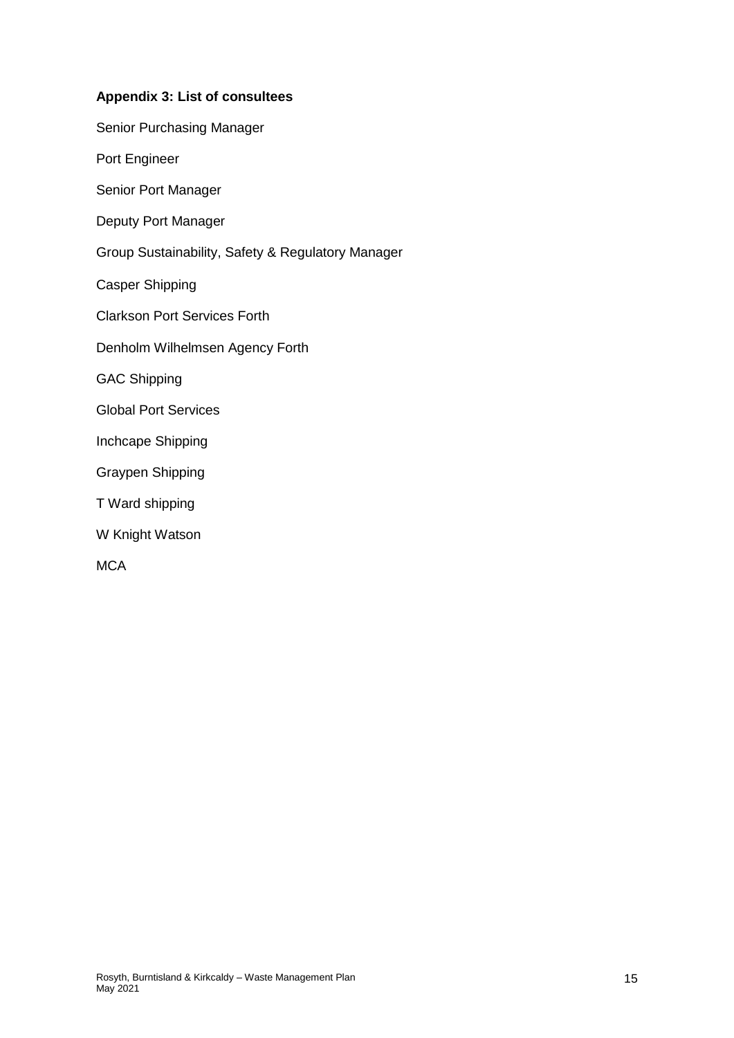**Appendix 3: List of consultees**

Senior Purchasing Manager

Port Engineer

Senior Port Manager

Deputy Port Manager

Group Sustainability, Safety & Regulatory Manager

Casper Shipping

Clarkson Port Services Forth

Denholm Wilhelmsen Agency Forth

GAC Shipping

Global Port Services

Inchcape Shipping

Graypen Shipping

T Ward shipping

W Knight Watson

MCA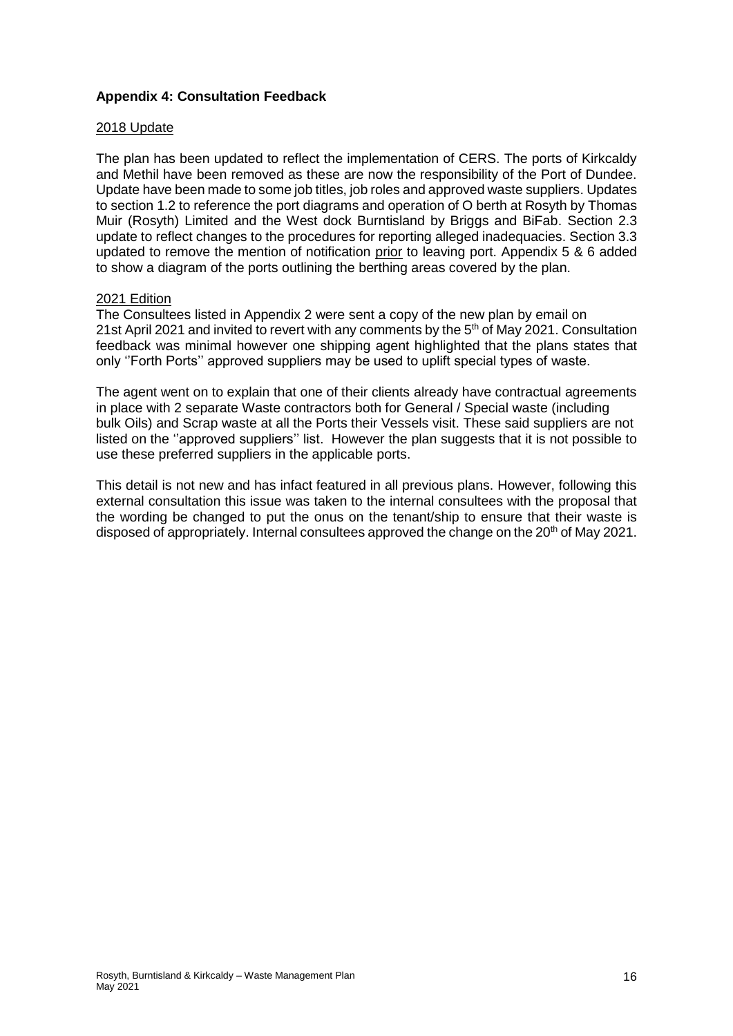**Appendix 4: Consultation Feedback**

2018 Update

The plan has been updated to reflect the implementation of CERS. The ports of Kirkcaldy and Methil have been removed as these are now the responsibility of the Port of Dundee. Update have been made to some job titles, job roles and approved waste suppliers. Updates to section 1.2 to reference the port diagrams and operation of O berth at Rosyth by Thomas Muir (Rosyth) Limited and the West dock Burntisland by Briggs and BiFab. Section 2.3 update to reflect changes to the procedures for reporting alleged inadequacies. Section 3.3 updated to remove the mention of notification prior to leaving port. Appendix 5 & 6 added to show a diagram of the ports outlining the berthing areas covered by the plan.

2021 Edition

The Consultees listed in Appendix 2 were sent a copy of the new plan by email on 21st April 2021 and invited to revert with any comments by the 5th of May 2021. Consultation feedback was minimal however one shipping agent highlighted that the plans states that only ''Forth Ports'' approved suppliers may be used to uplift special types of waste.

The agent went on to explain that one of their clients already have contractual agreements in place with 2 separate Waste contractors both for General / Special waste (including bulk Oils) and Scrap waste at all the Ports their Vessels visit. These said suppliers are not listed on the ''approved suppliers'' list. However the plan suggests that it is not possible to use these preferred suppliers in the applicable ports.

This detail is not new and has infact featured in all previous plans. However, following this external consultation this issue was taken to the internal consultees with the proposal that the wording be changed to put the onus on the tenant/ship to ensure that their waste is disposed of appropriately. Internal consultees approved the change on the 20th of May 2021.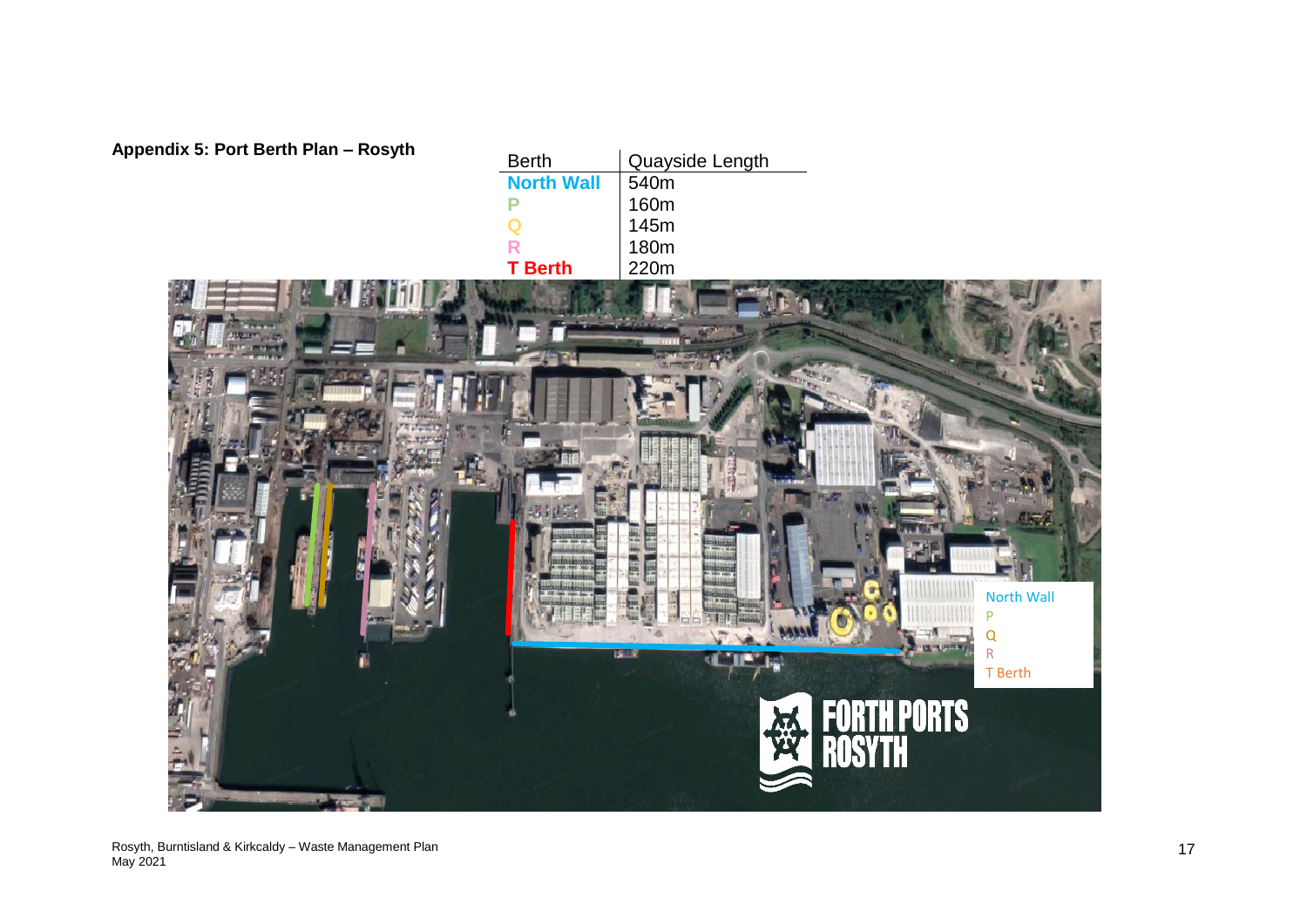**Appendix 5: Port Berth Plan – Rosyth**

| Berth | Quayside Length |
| --- | --- |
| North Wall | 540m |
| P | 160m |
| Q | 145m |
| R | 180m |
| T Berth | 220m |

North Wall
P
Q
R
T Berth

FORTH PORTS ROSYTH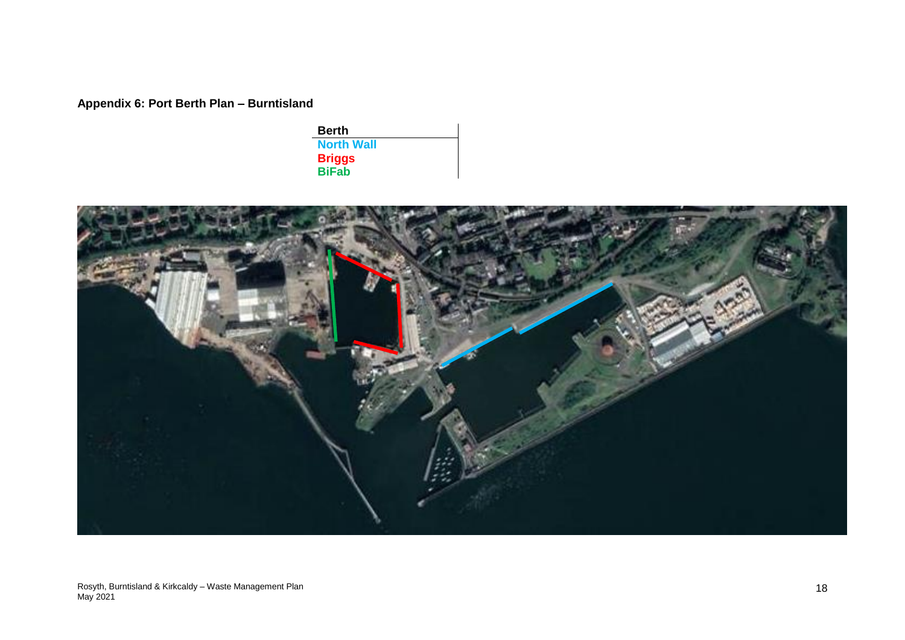**Appendix 6: Port Berth Plan – Burntisland**

| Berth |
| --- |
| North Wall |
| Briggs |
| BiFab |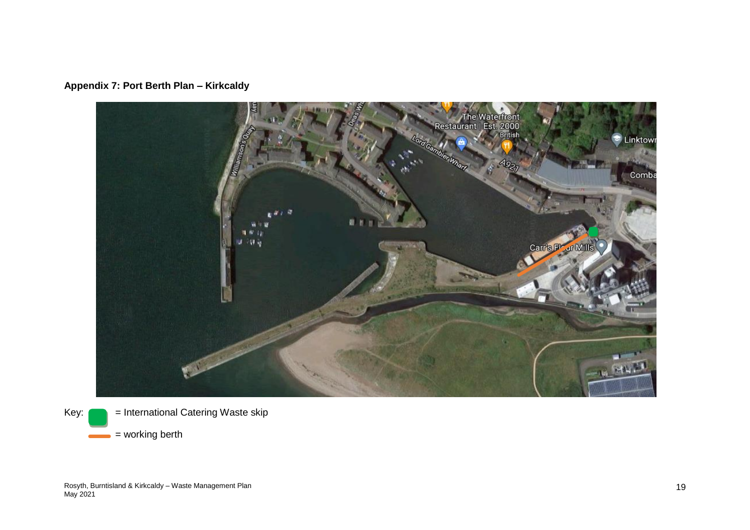**Appendix 7: Port Berth Plan – Kirkcaldy**

Key: = International Catering Waste skip

= working berth